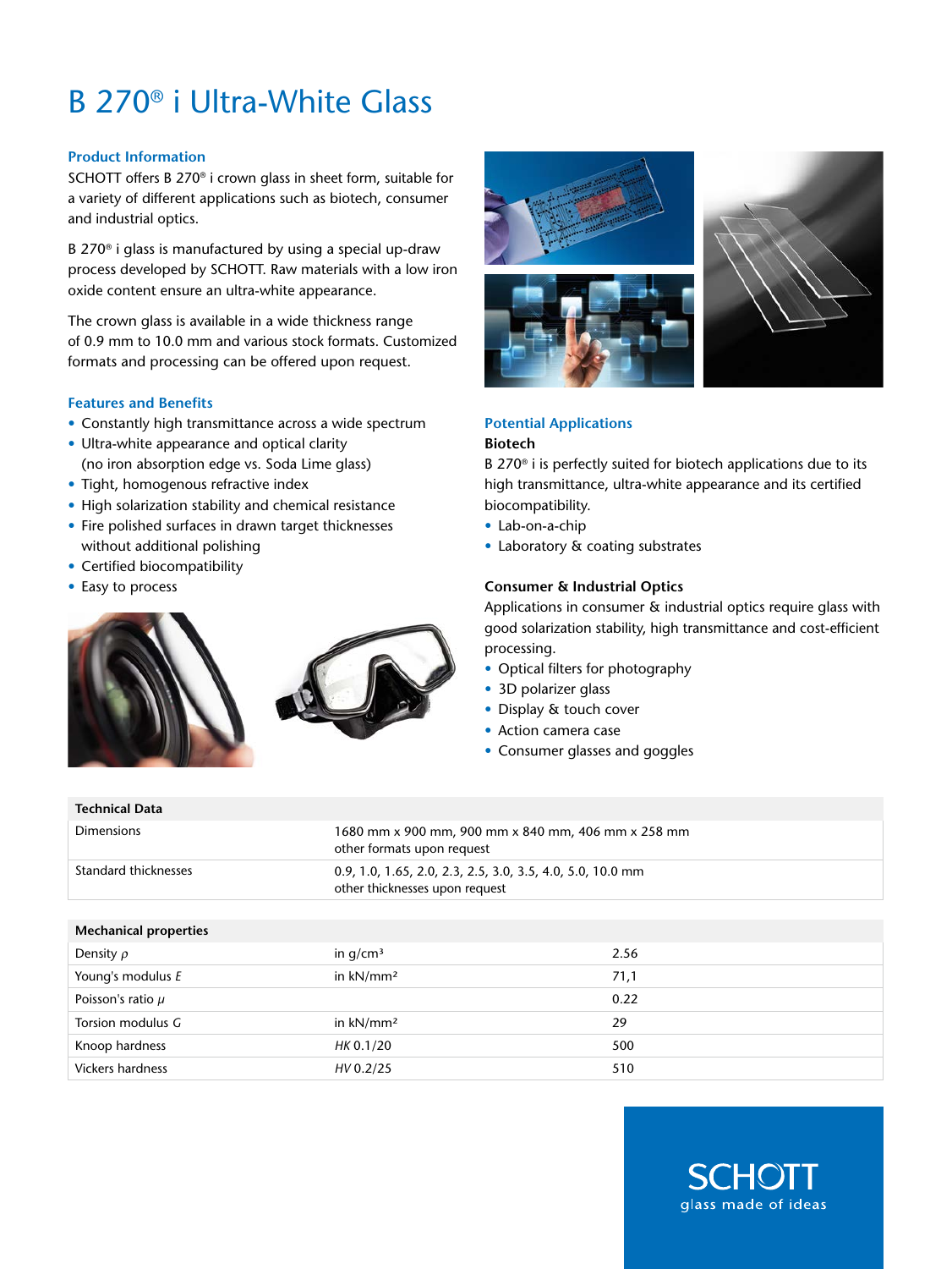# B 270® i Ultra-White Glass

## Product Information

SCHOTT offers B 270® i crown glass in sheet form, suitable for a variety of different applications such as biotech, consumer and industrial optics.

B 270® i glass is manufactured by using a special up-draw process developed by SCHOTT. Raw materials with a low iron oxide content ensure an ultra-white appearance.

The crown glass is available in a wide thickness range of 0.9 mm to 10.0 mm and various stock formats. Customized formats and processing can be offered upon request.

## Features and Benefits

- Constantly high transmittance across a wide spectrum
- Ultra-white appearance and optical clarity (no iron absorption edge vs. Soda Lime glass)
- Tight, homogenous refractive index
- High solarization stability and chemical resistance
- Fire polished surfaces in drawn target thicknesses without additional polishing
- Certified biocompatibility
- Easy to process

## Potential Applications

### Biotech

B 270® i is perfectly suited for biotech applications due to its high transmittance, ultra-white appearance and its certified biocompatibility.

- Lab-on-a-chip
- Laboratory & coating substrates

### Consumer & Industrial Optics

Applications in consumer & industrial optics require glass with good solarization stability, high transmittance and cost-efficient processing.

- Optical filters for photography
- 3D polarizer glass
- Display & touch cover
- Action camera case
- Consumer glasses and goggles

| Technical Data | |
|---|---|
| Dimensions | 1680 mm x 900 mm, 900 mm x 840 mm, 406 mm x 258 mm<br>other formats upon request |
| Standard thicknesses | 0.9, 1.0, 1.65, 2.0, 2.3, 2.5, 3.0, 3.5, 4.0, 5.0, 10.0 mm<br>other thicknesses upon request |

| Mechanical properties | | |
|---|---|---|
| Density $\rho$ | in g/cm³ | 2.56 |
| Young's modulus $E$ | in kN/mm² | 71,1 |
| Poisson's ratio $\mu$ | | 0.22 |
| Torsion modulus $G$ | in kN/mm² | 29 |
| Knoop hardness | *HK* 0.1/20 | 500 |
| Vickers hardness | *HV* 0.2/25 | 510 |

SCHOTT
glass made of ideas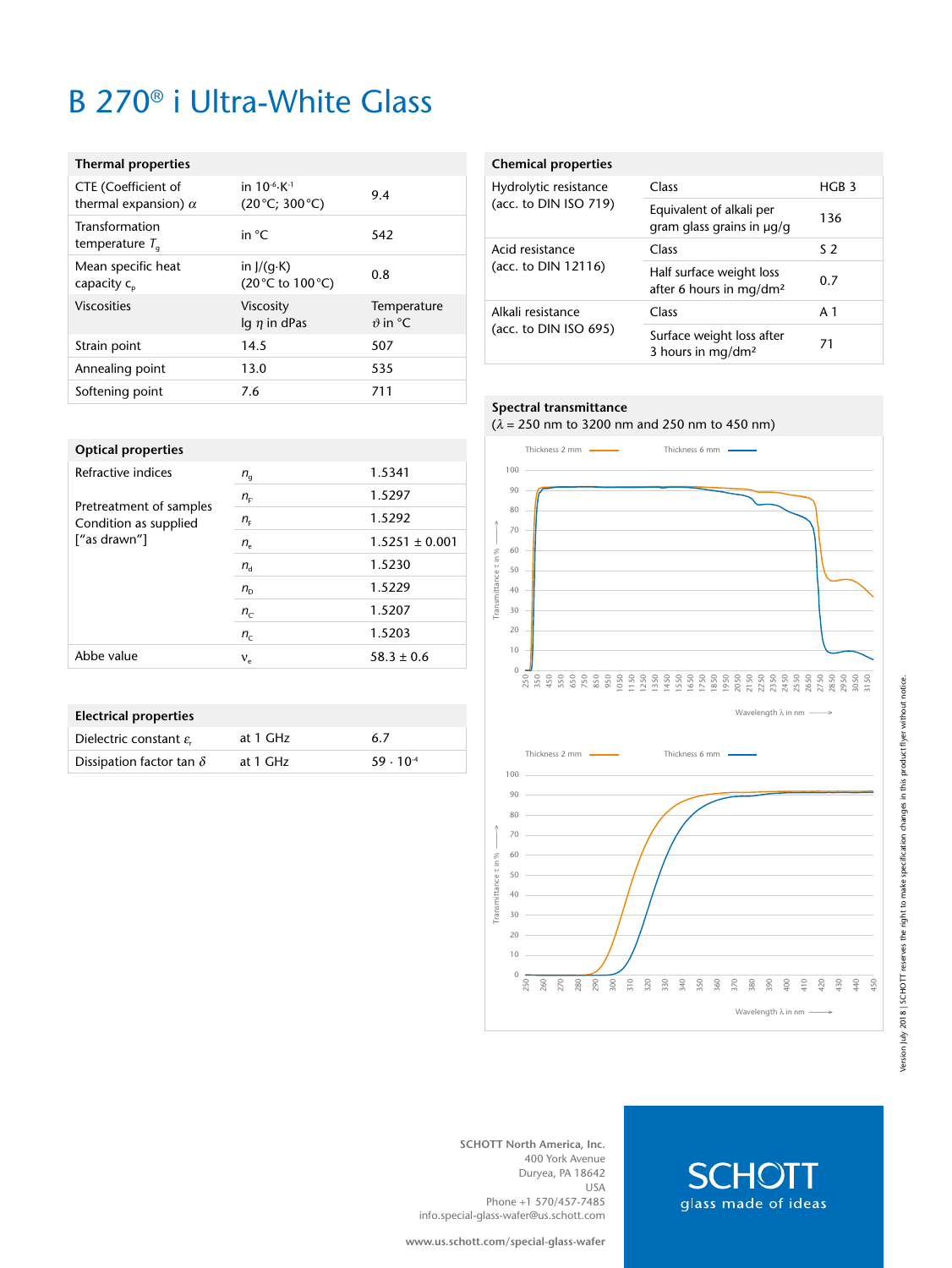# B 270® i Ultra-White Glass

| Thermal properties | | |
|---|---|---|
| CTE (Coefficient of thermal expansion) $\alpha$ | in $10^{-6} \cdot K^{-1}$ (20 °C; 300 °C) | 9.4 |
| Transformation temperature $T_g$ | in °C | 542 |
| Mean specific heat capacity $c_p$ | in J/(g·K) (20 °C to 100 °C) | 0.8 |
| Viscosities | Viscosity lg $\eta$ in dPas | Temperature $\vartheta$ in °C |
| Strain point | 14.5 | 507 |
| Annealing point | 13.0 | 535 |
| Softening point | 7.6 | 711 |

| Optical properties | | |
|---|---|---|
| Refractive indices | $n_g$ | 1.5341 |
| Pretreatment of samples Condition as supplied ["as drawn"] | $n_{F'}$ | 1.5297 |
| | $n_F$ | 1.5292 |
| | $n_e$ | 1.5251 ± 0.001 |
| | $n_d$ | 1.5230 |
| | $n_D$ | 1.5229 |
| | $n_{C'}$ | 1.5207 |
| | $n_C$ | 1.5203 |
| Abbe value | $\nu_e$ | 58.3 ± 0.6 |

| Electrical properties | | |
|---|---|---|
| Dielectric constant $\varepsilon_r$ | at 1 GHz | 6.7 |
| Dissipation factor tan $\delta$ | at 1 GHz | $59 \cdot 10^{-4}$ |

| Chemical properties | | |
|---|---|---|
| Hydrolytic resistance (acc. to DIN ISO 719) | Class | HGB 3 |
| | Equivalent of alkali per gram glass grains in µg/g | 136 |
| Acid resistance (acc. to DIN 12116) | Class | S 2 |
| | Half surface weight loss after 6 hours in mg/dm² | 0.7 |
| Alkali resistance (acc. to DIN ISO 695) | Class | A 1 |
| | Surface weight loss after 3 hours in mg/dm² | 71 |

**Spectral transmittance**
($\lambda$ = 250 nm to 3200 nm and 250 nm to 450 nm)

Thickness 2 mm
Thickness 6 mm
Transmittance τ in %
0 10 20 30 40 50 60 70 80 90 100
250 350 450 550 650 750 850 950 1050 1150 1250 1350 1450 1550 1650 1750 1850 1950 2050 2150 2250 2350 2450 2550 2650 2750 2850 2950 3050 3150
Wavelength λ in nm

Thickness 2 mm
Thickness 6 mm
Transmittance τ in %
0 10 20 30 40 50 60 70 80 90 100
250 260 270 280 290 300 310 320 330 340 350 360 370 380 390 400 410 420 430 440 450
Wavelength λ in nm

**SCHOTT North America, Inc.**
400 York Avenue
Duryea, PA 18642
USA
Phone +1 570/457-7485
info.special-glass-wafer@us.schott.com

www.us.schott.com/special-glass-wafer

SCHOTT
glass made of ideas

Version July 2018 | SCHOTT reserves the right to make specification changes in this product flyer without notice.